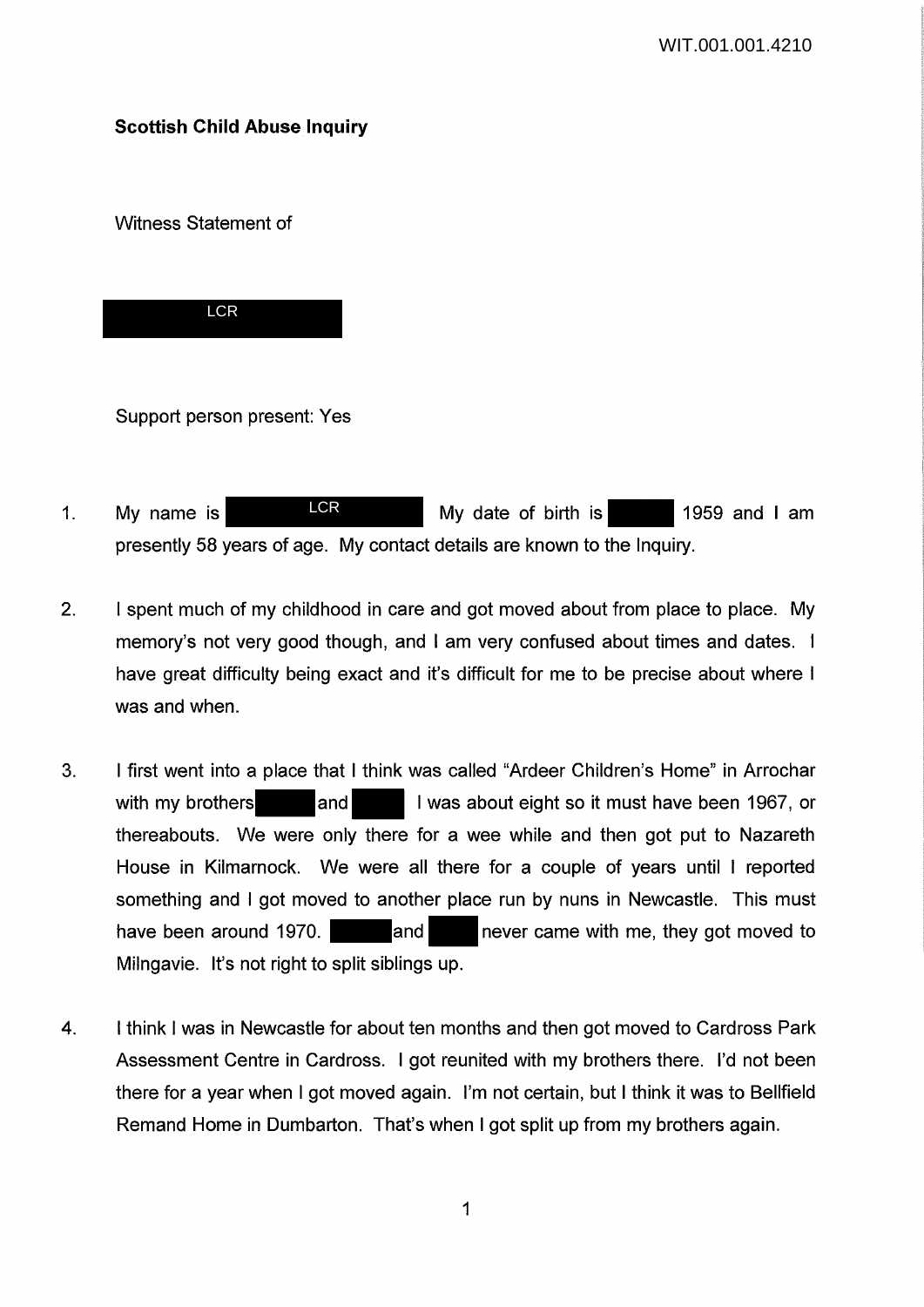**Scottish Child Abuse Inquiry**

Witness Statement of

LCR

Support person present: Yes

1. My name is LCR My date of birth is 1959 and I am presently 58 years of age. My contact details are known to the Inquiry.

2. I spent much of my childhood in care and got moved about from place to place. My memory's not very good though, and I am very confused about times and dates. I have great difficulty being exact and it's difficult for me to be precise about where I was and when.

3. I first went into a place that I think was called "Ardeer Children's Home" in Arrochar with my brothers and I was about eight so it must have been 1967, or thereabouts. We were only there for a wee while and then got put to Nazareth House in Kilmarnock. We were all there for a couple of years until I reported something and I got moved to another place run by nuns in Newcastle. This must have been around 1970. and never came with me, they got moved to Milngavie. It's not right to split siblings up.

4. I think I was in Newcastle for about ten months and then got moved to Cardross Park Assessment Centre in Cardross. I got reunited with my brothers there. I'd not been there for a year when I got moved again. I'm not certain, but I think it was to Bellfield Remand Home in Dumbarton. That's when I got split up from my brothers again.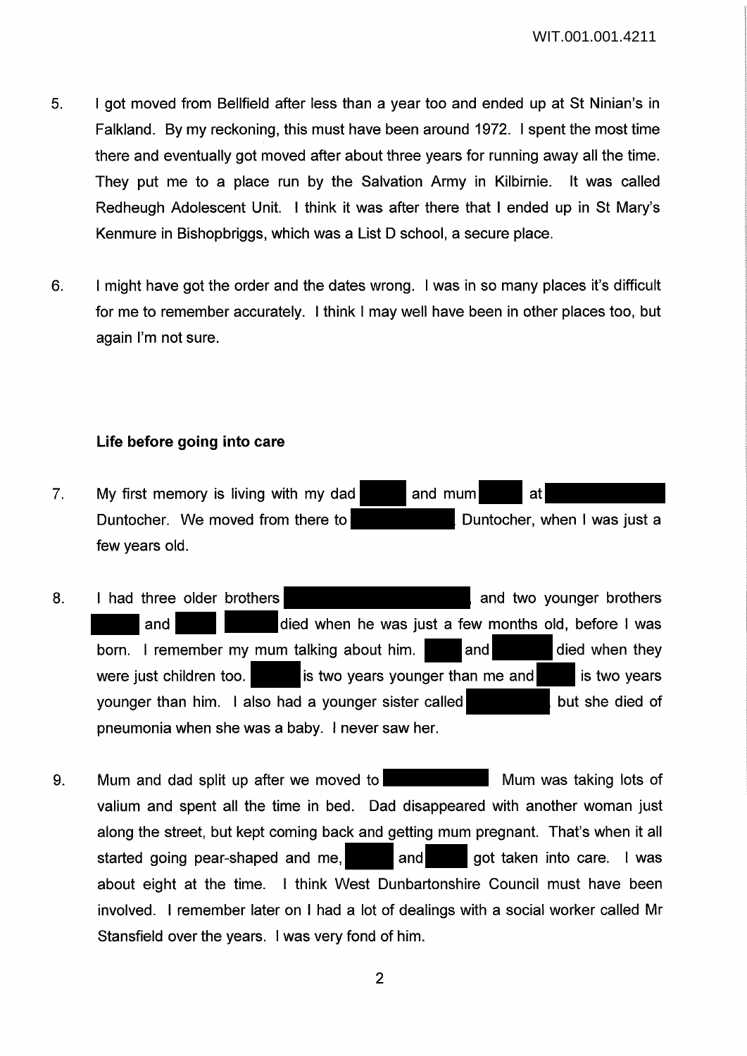5. I got moved from Bellfield after less than a year too and ended up at St Ninian's in Falkland. By my reckoning, this must have been around 1972. I spent the most time there and eventually got moved after about three years for running away all the time. They put me to a place run by the Salvation Army in Kilbirnie. It was called Redheugh Adolescent Unit. I think it was after there that I ended up in St Mary's Kenmure in Bishopbriggs, which was a List D school, a secure place.

6. I might have got the order and the dates wrong. I was in so many places it's difficult for me to remember accurately. I think I may well have been in other places too, but again I'm not sure.

**Life before going into care**

7. My first memory is living with my dad [redacted] and mum [redacted] at [redacted] Duntocher. We moved from there to [redacted] Duntocher, when I was just a few years old.

8. I had three older brothers [redacted], and two younger brothers [redacted] and [redacted] [redacted] died when he was just a few months old, before I was born. I remember my mum talking about him. [redacted] and [redacted] died when they were just children too. [redacted] is two years younger than me and [redacted] is two years younger than him. I also had a younger sister called [redacted] but she died of pneumonia when she was a baby. I never saw her.

9. Mum and dad split up after we moved to [redacted] Mum was taking lots of valium and spent all the time in bed. Dad disappeared with another woman just along the street, but kept coming back and getting mum pregnant. That's when it all started going pear-shaped and me, [redacted] and [redacted] got taken into care. I was about eight at the time. I think West Dunbartonshire Council must have been involved. I remember later on I had a lot of dealings with a social worker called Mr Stansfield over the years. I was very fond of him.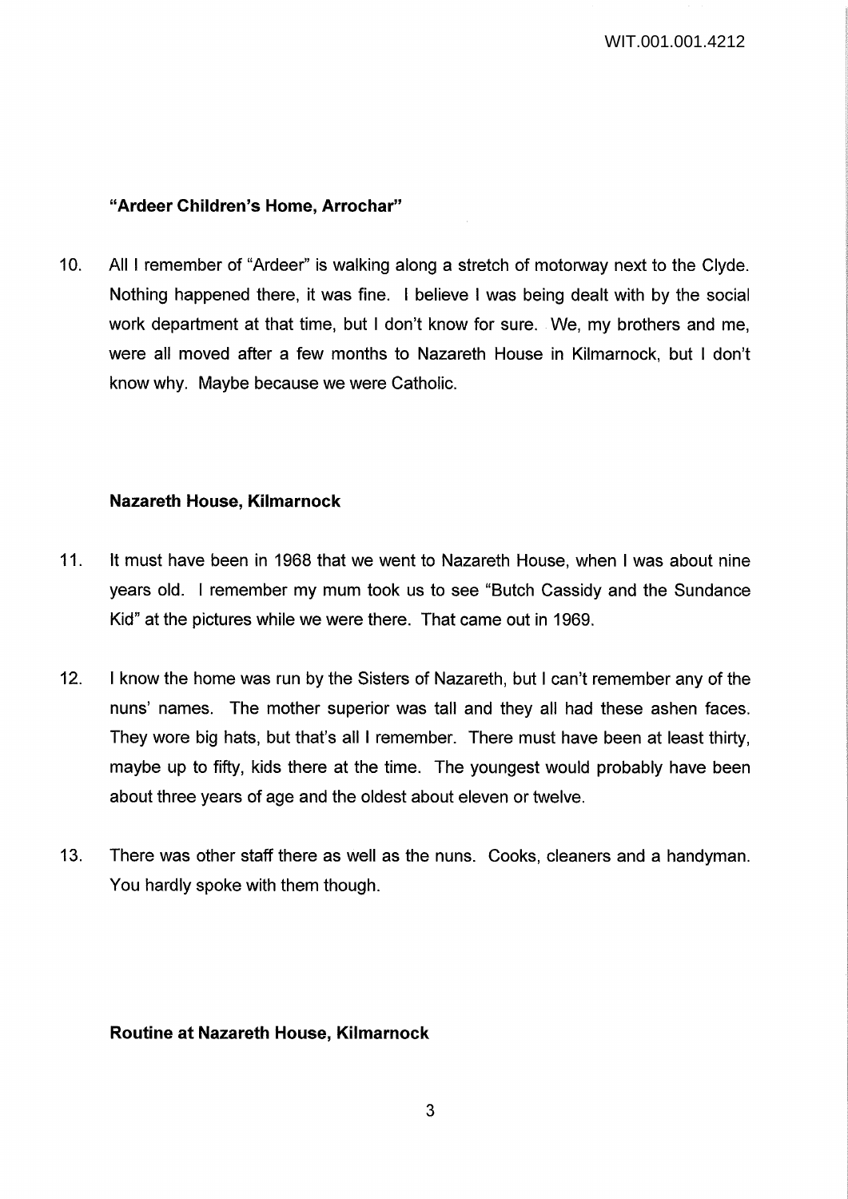### "Ardeer Children's Home, Arrochar"

10. All I remember of "Ardeer" is walking along a stretch of motorway next to the Clyde. Nothing happened there, it was fine. I believe I was being dealt with by the social work department at that time, but I don't know for sure. We, my brothers and me, were all moved after a few months to Nazareth House in Kilmarnock, but I don't know why. Maybe because we were Catholic.

### Nazareth House, Kilmarnock

11. It must have been in 1968 that we went to Nazareth House, when I was about nine years old. I remember my mum took us to see "Butch Cassidy and the Sundance Kid" at the pictures while we were there. That came out in 1969.

12. I know the home was run by the Sisters of Nazareth, but I can't remember any of the nuns' names. The mother superior was tall and they all had these ashen faces. They wore big hats, but that's all I remember. There must have been at least thirty, maybe up to fifty, kids there at the time. The youngest would probably have been about three years of age and the oldest about eleven or twelve.

13. There was other staff there as well as the nuns. Cooks, cleaners and a handyman. You hardly spoke with them though.

### Routine at Nazareth House, Kilmarnock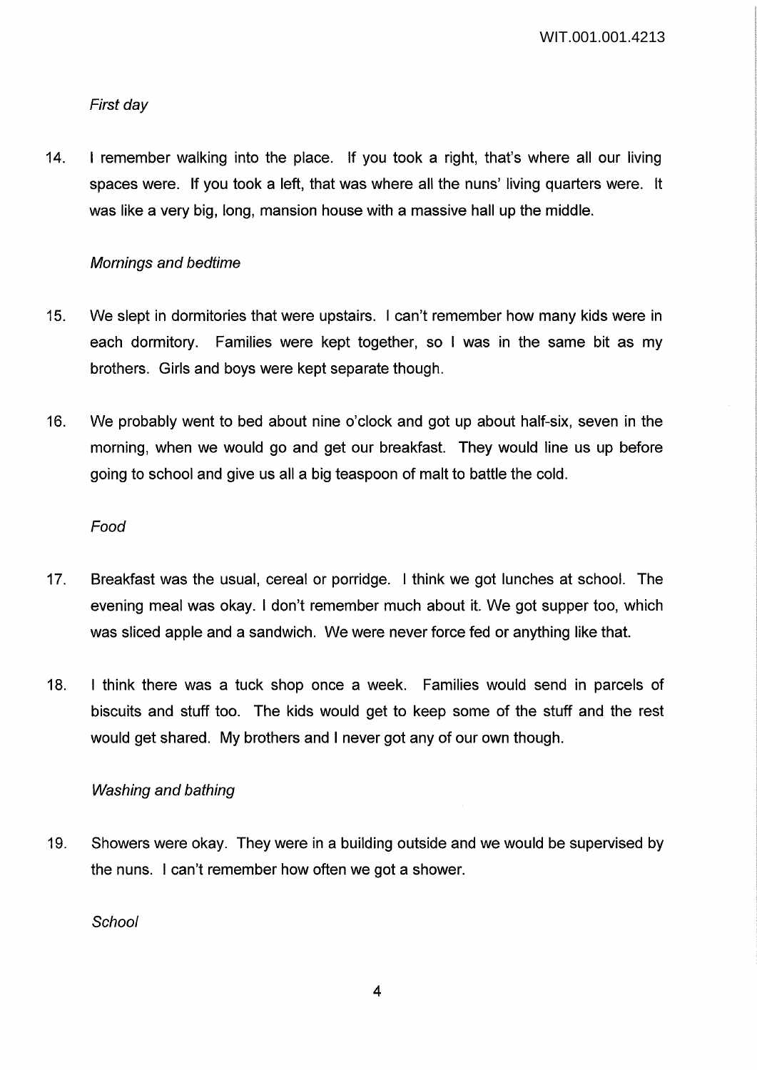*First day*

14. I remember walking into the place. If you took a right, that's where all our living spaces were. If you took a left, that was where all the nuns' living quarters were. It was like a very big, long, mansion house with a massive hall up the middle.

*Mornings and bedtime*

15. We slept in dormitories that were upstairs. I can't remember how many kids were in each dormitory. Families were kept together, so I was in the same bit as my brothers. Girls and boys were kept separate though.

16. We probably went to bed about nine o'clock and got up about half-six, seven in the morning, when we would go and get our breakfast. They would line us up before going to school and give us all a big teaspoon of malt to battle the cold.

*Food*

17. Breakfast was the usual, cereal or porridge. I think we got lunches at school. The evening meal was okay. I don't remember much about it. We got supper too, which was sliced apple and a sandwich. We were never force fed or anything like that.

18. I think there was a tuck shop once a week. Families would send in parcels of biscuits and stuff too. The kids would get to keep some of the stuff and the rest would get shared. My brothers and I never got any of our own though.

*Washing and bathing*

19. Showers were okay. They were in a building outside and we would be supervised by the nuns. I can't remember how often we got a shower.

*School*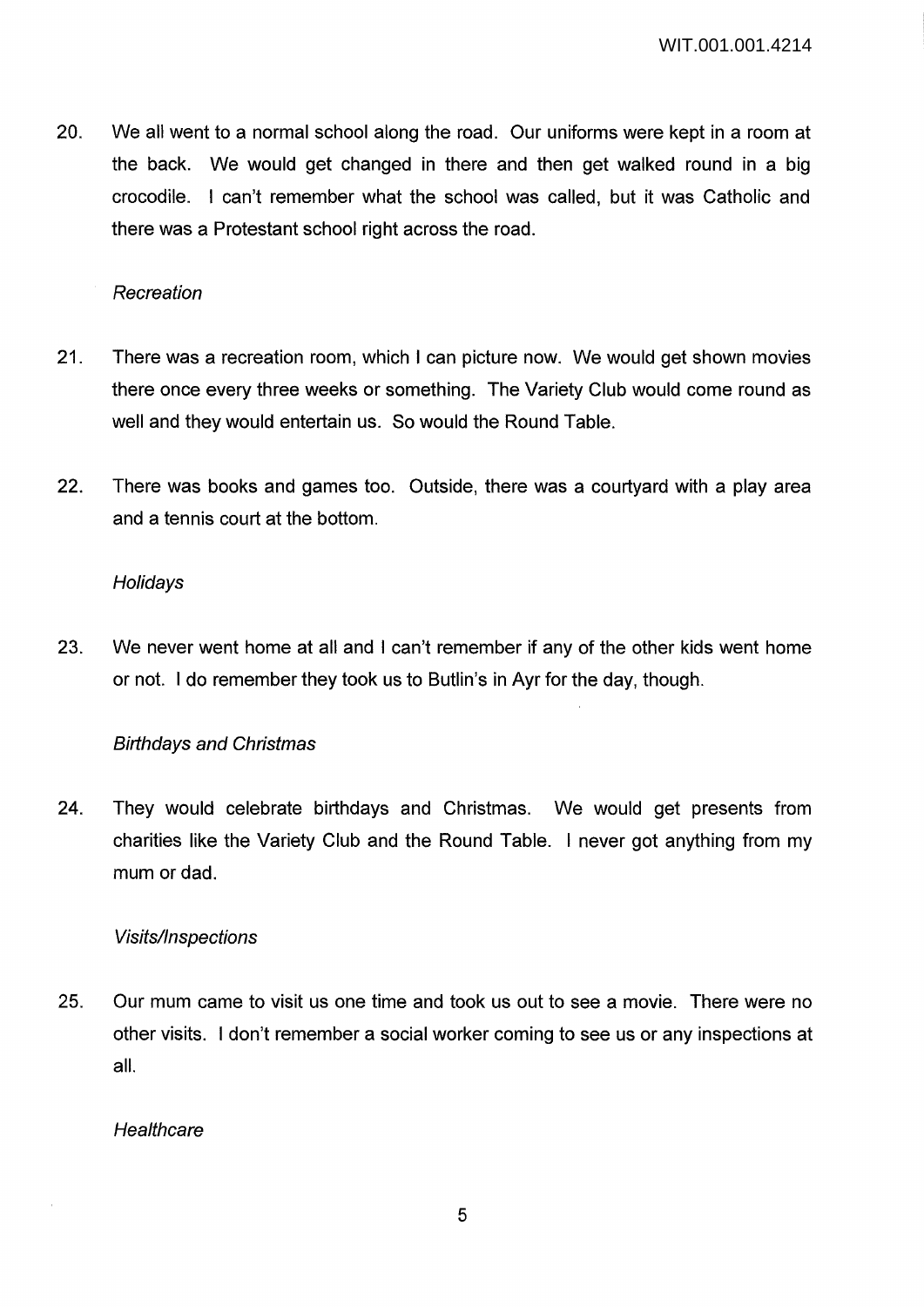20. We all went to a normal school along the road. Our uniforms were kept in a room at the back. We would get changed in there and then get walked round in a big crocodile. I can't remember what the school was called, but it was Catholic and there was a Protestant school right across the road.

*Recreation*

21. There was a recreation room, which I can picture now. We would get shown movies there once every three weeks or something. The Variety Club would come round as well and they would entertain us. So would the Round Table.

22. There was books and games too. Outside, there was a courtyard with a play area and a tennis court at the bottom.

*Holidays*

23. We never went home at all and I can't remember if any of the other kids went home or not. I do remember they took us to Butlin's in Ayr for the day, though.

*Birthdays and Christmas*

24. They would celebrate birthdays and Christmas. We would get presents from charities like the Variety Club and the Round Table. I never got anything from my mum or dad.

*Visits/Inspections*

25. Our mum came to visit us one time and took us out to see a movie. There were no other visits. I don't remember a social worker coming to see us or any inspections at all.

*Healthcare*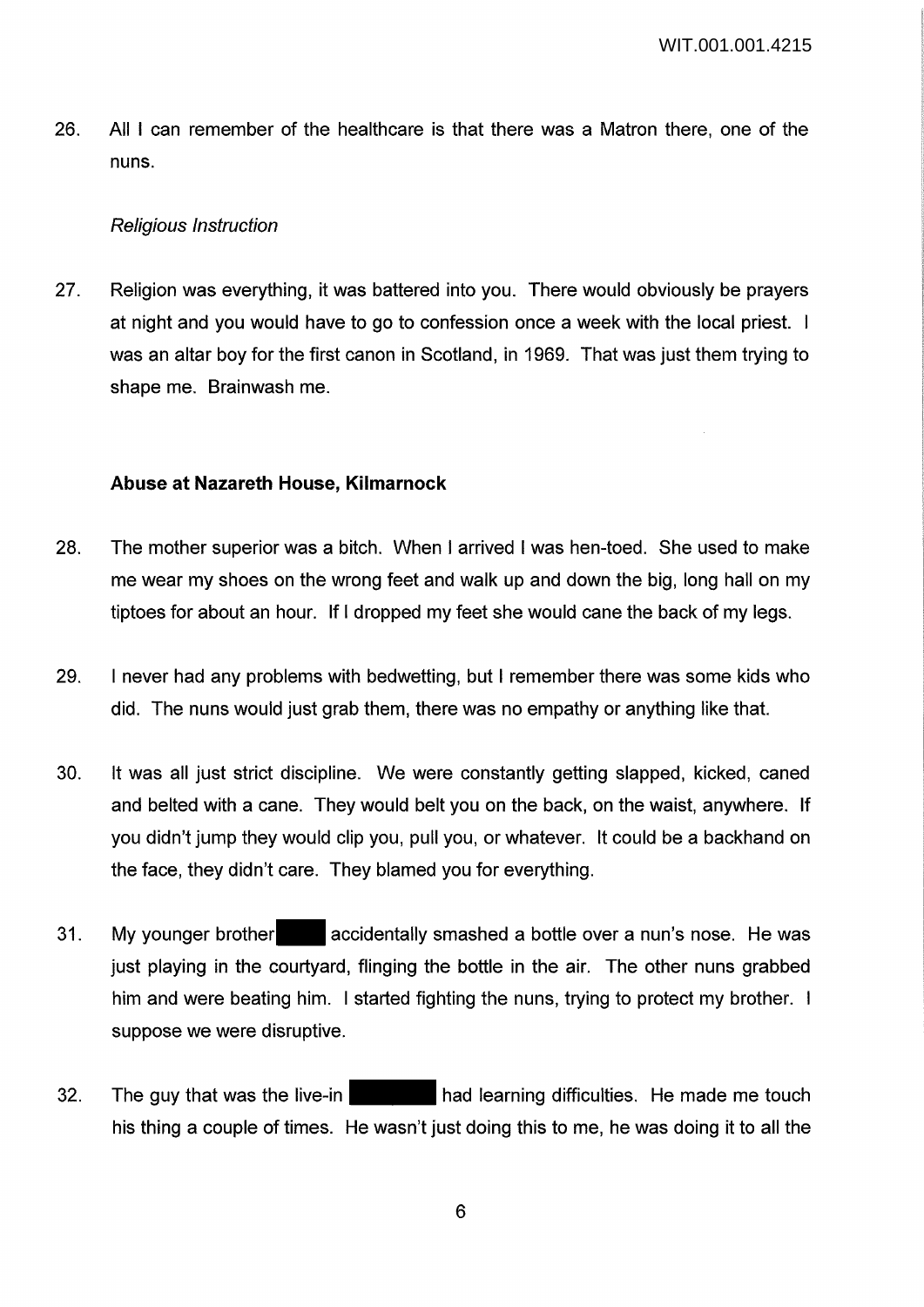26. All I can remember of the healthcare is that there was a Matron there, one of the nuns.

*Religious Instruction*

27. Religion was everything, it was battered into you. There would obviously be prayers at night and you would have to go to confession once a week with the local priest. I was an altar boy for the first canon in Scotland, in 1969. That was just them trying to shape me. Brainwash me.

**Abuse at Nazareth House, Kilmarnock**

28. The mother superior was a bitch. When I arrived I was hen-toed. She used to make me wear my shoes on the wrong feet and walk up and down the big, long hall on my tiptoes for about an hour. If I dropped my feet she would cane the back of my legs.

29. I never had any problems with bedwetting, but I remember there was some kids who did. The nuns would just grab them, there was no empathy or anything like that.

30. It was all just strict discipline. We were constantly getting slapped, kicked, caned and belted with a cane. They would belt you on the back, on the waist, anywhere. If you didn't jump they would clip you, pull you, or whatever. It could be a backhand on the face, they didn't care. They blamed you for everything.

31. My younger brother ████ accidentally smashed a bottle over a nun's nose. He was just playing in the courtyard, flinging the bottle in the air. The other nuns grabbed him and were beating him. I started fighting the nuns, trying to protect my brother. I suppose we were disruptive.

32. The guy that was the live-in ████████ had learning difficulties. He made me touch his thing a couple of times. He wasn't just doing this to me, he was doing it to all the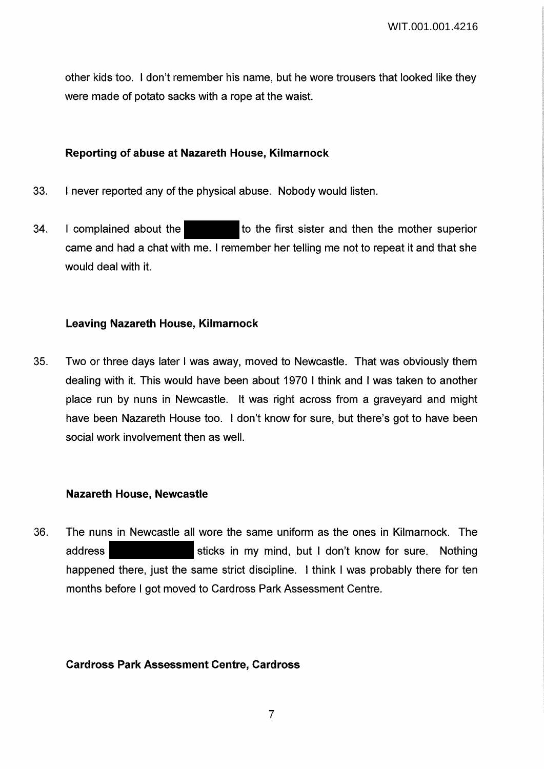other kids too. I don't remember his name, but he wore trousers that looked like they were made of potato sacks with a rope at the waist.

### Reporting of abuse at Nazareth House, Kilmarnock

33. I never reported any of the physical abuse. Nobody would listen.

34. I complained about the [REDACTED] to the first sister and then the mother superior came and had a chat with me. I remember her telling me not to repeat it and that she would deal with it.

### Leaving Nazareth House, Kilmarnock

35. Two or three days later I was away, moved to Newcastle. That was obviously them dealing with it. This would have been about 1970 I think and I was taken to another place run by nuns in Newcastle. It was right across from a graveyard and might have been Nazareth House too. I don't know for sure, but there's got to have been social work involvement then as well.

### Nazareth House, Newcastle

36. The nuns in Newcastle all wore the same uniform as the ones in Kilmarnock. The address [REDACTED] sticks in my mind, but I don't know for sure. Nothing happened there, just the same strict discipline. I think I was probably there for ten months before I got moved to Cardross Park Assessment Centre.

### Cardross Park Assessment Centre, Cardross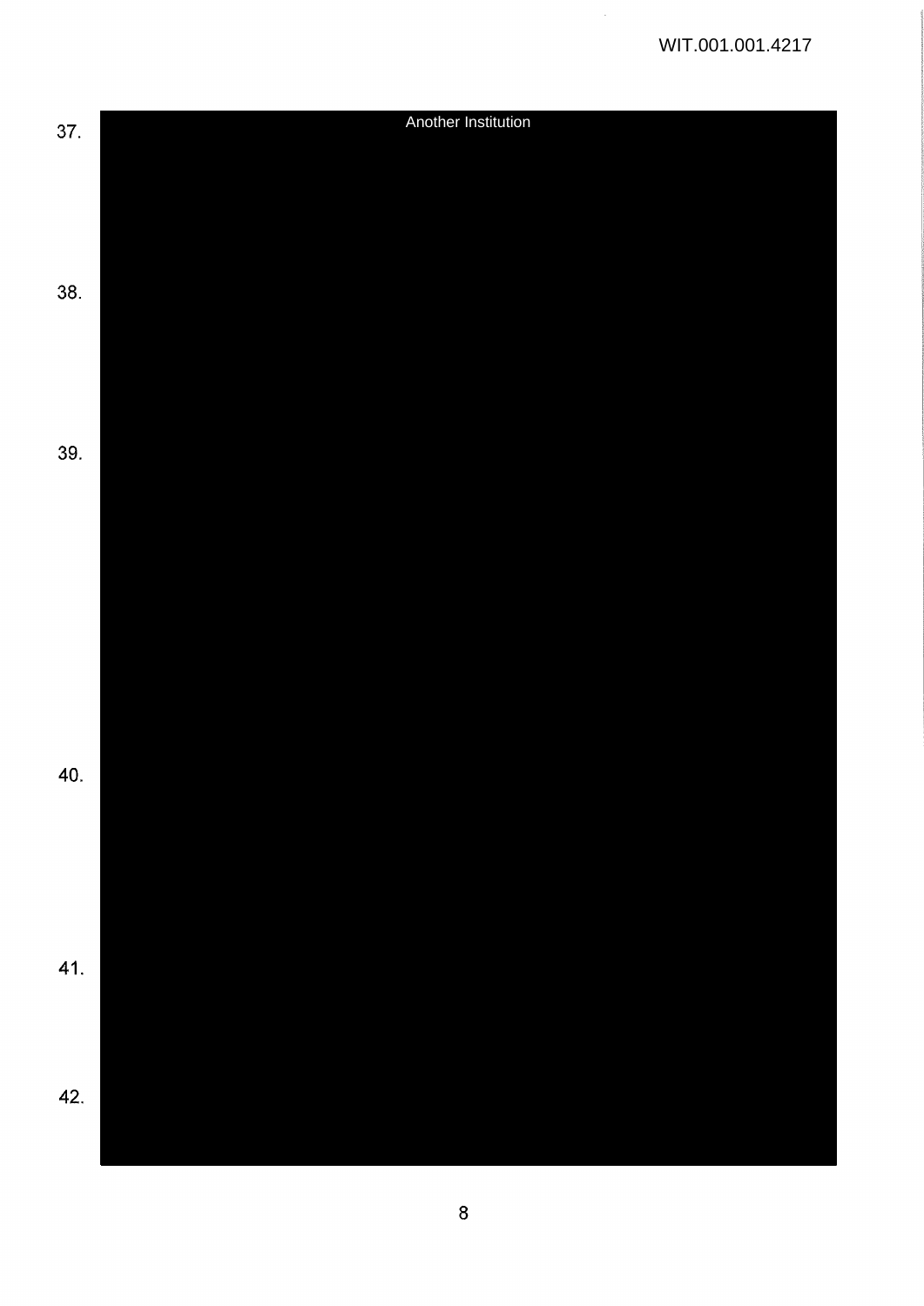37. Another Institution

38.

39.

40.

41.

42.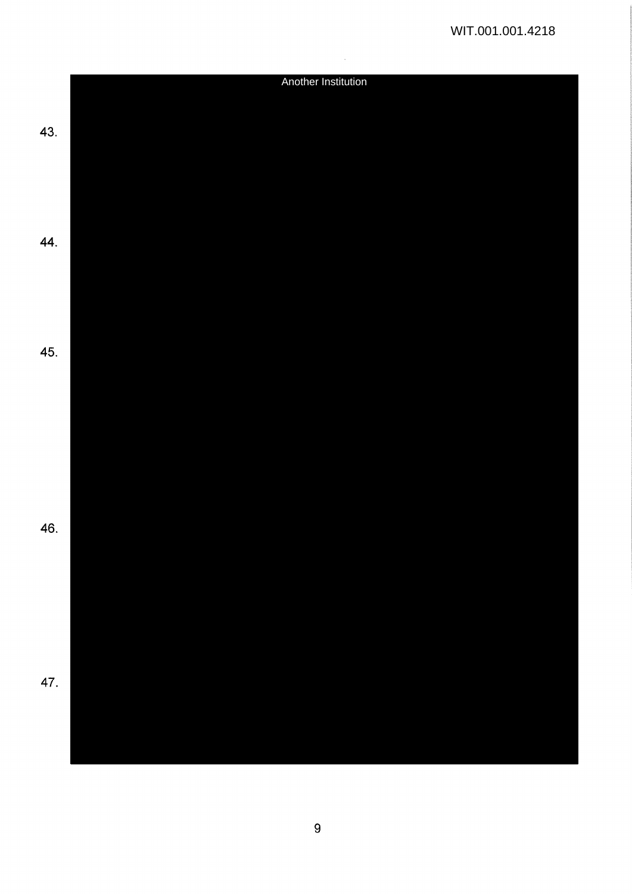Another Institution

43.

44.

45.

46.

47.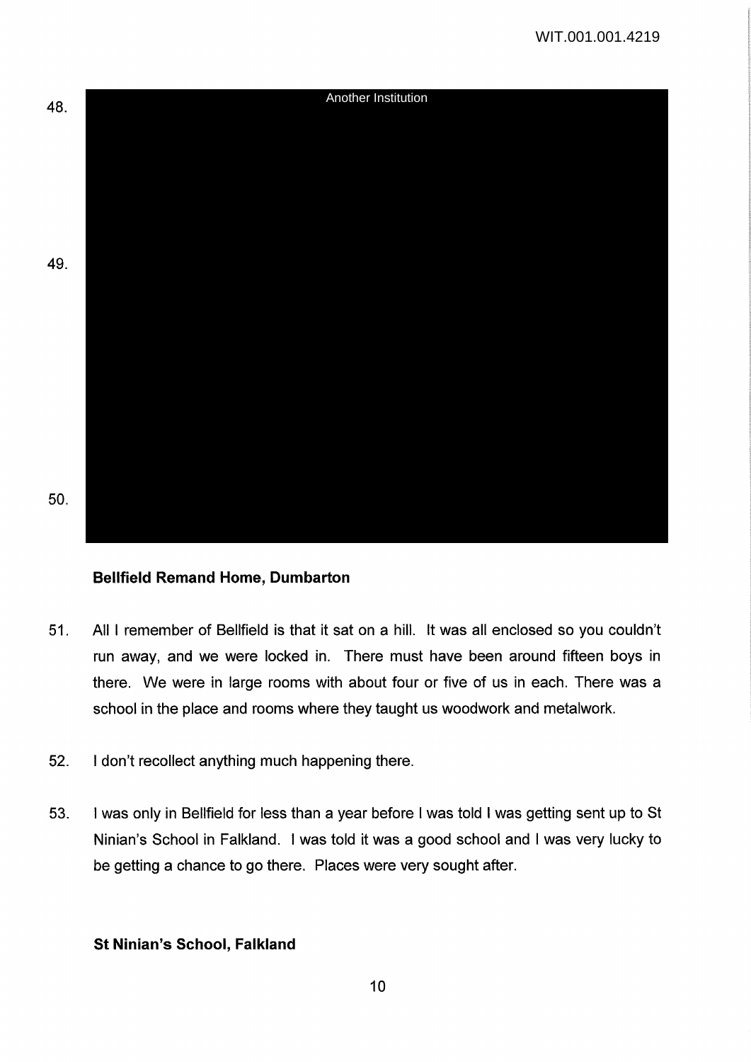48. Another Institution

49.

50.

**Bellfield Remand Home, Dumbarton**

51. All I remember of Bellfield is that it sat on a hill. It was all enclosed so you couldn't run away, and we were locked in. There must have been around fifteen boys in there. We were in large rooms with about four or five of us in each. There was a school in the place and rooms where they taught us woodwork and metalwork.

52. I don't recollect anything much happening there.

53. I was only in Bellfield for less than a year before I was told I was getting sent up to St Ninian's School in Falkland. I was told it was a good school and I was very lucky to be getting a chance to go there. Places were very sought after.

**St Ninian's School, Falkland**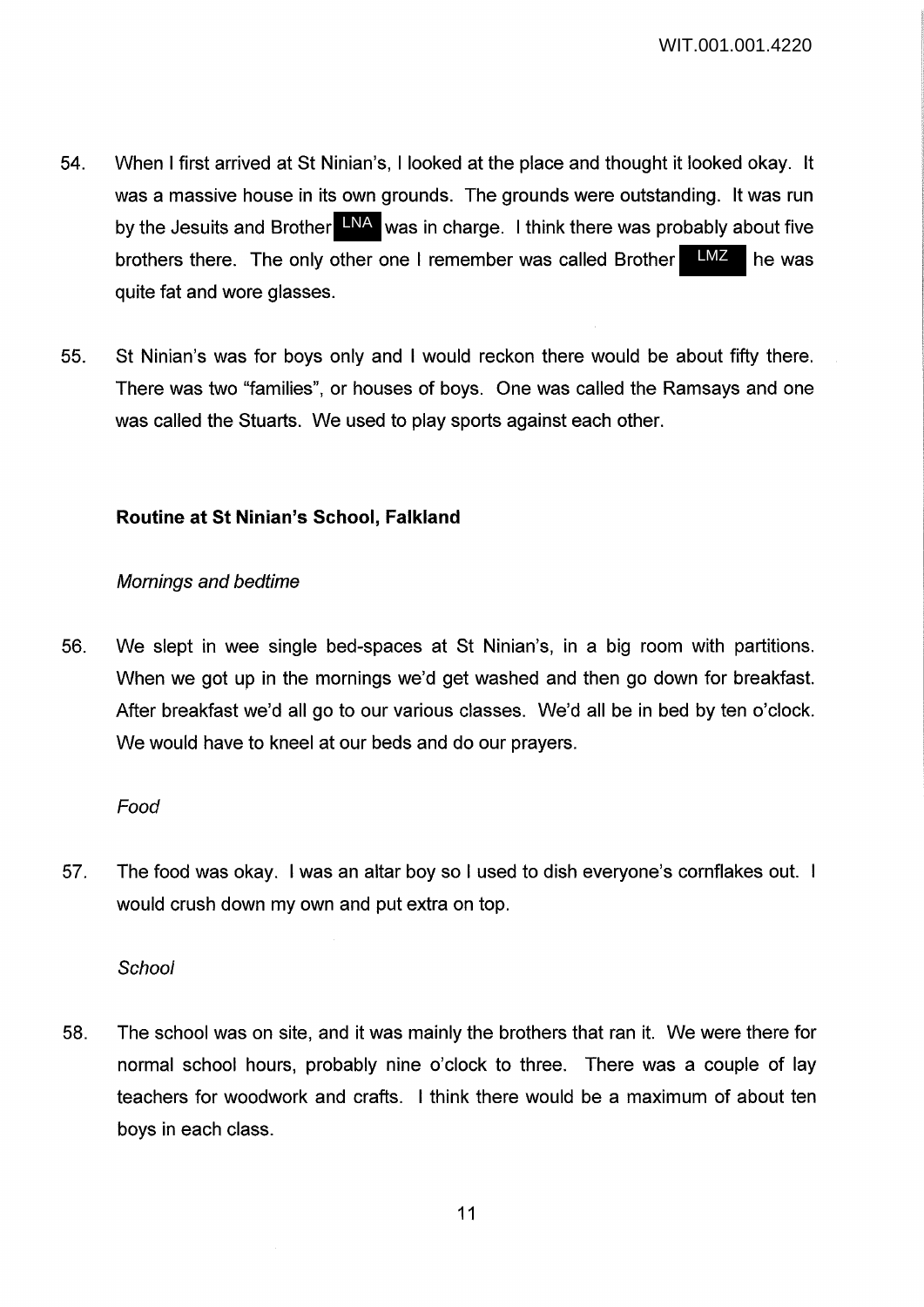54. When I first arrived at St Ninian's, I looked at the place and thought it looked okay. It was a massive house in its own grounds. The grounds were outstanding. It was run by the Jesuits and Brother LNA was in charge. I think there was probably about five brothers there. The only other one I remember was called Brother LMZ he was quite fat and wore glasses.

55. St Ninian's was for boys only and I would reckon there would be about fifty there. There was two "families", or houses of boys. One was called the Ramsays and one was called the Stuarts. We used to play sports against each other.

### Routine at St Ninian's School, Falkland

*Mornings and bedtime*

56. We slept in wee single bed-spaces at St Ninian's, in a big room with partitions. When we got up in the mornings we'd get washed and then go down for breakfast. After breakfast we'd all go to our various classes. We'd all be in bed by ten o'clock. We would have to kneel at our beds and do our prayers.

*Food*

57. The food was okay. I was an altar boy so I used to dish everyone's cornflakes out. I would crush down my own and put extra on top.

*School*

58. The school was on site, and it was mainly the brothers that ran it. We were there for normal school hours, probably nine o'clock to three. There was a couple of lay teachers for woodwork and crafts. I think there would be a maximum of about ten boys in each class.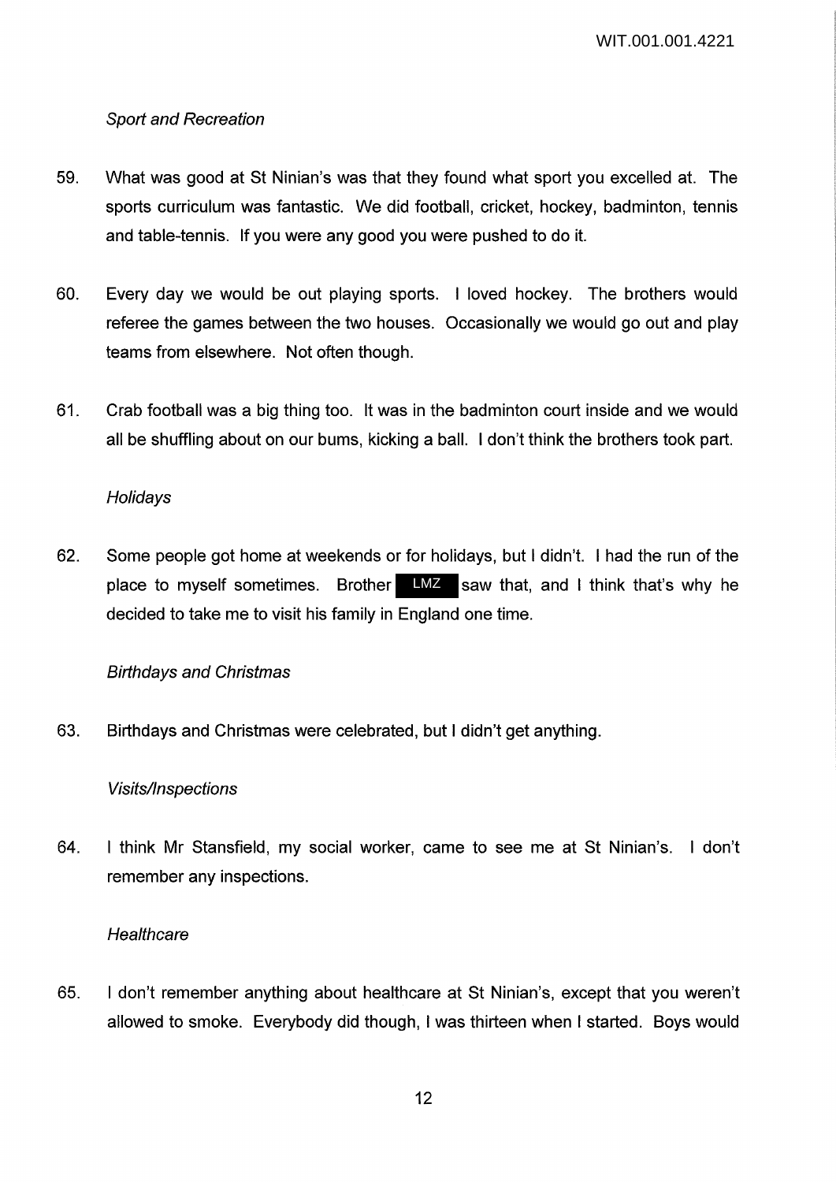*Sport and Recreation*

59. What was good at St Ninian's was that they found what sport you excelled at. The sports curriculum was fantastic. We did football, cricket, hockey, badminton, tennis and table-tennis. If you were any good you were pushed to do it.

60. Every day we would be out playing sports. I loved hockey. The brothers would referee the games between the two houses. Occasionally we would go out and play teams from elsewhere. Not often though.

61. Crab football was a big thing too. It was in the badminton court inside and we would all be shuffling about on our bums, kicking a ball. I don't think the brothers took part.

*Holidays*

62. Some people got home at weekends or for holidays, but I didn't. I had the run of the place to myself sometimes. Brother LMZ saw that, and I think that's why he decided to take me to visit his family in England one time.

*Birthdays and Christmas*

63. Birthdays and Christmas were celebrated, but I didn't get anything.

*Visits/Inspections*

64. I think Mr Stansfield, my social worker, came to see me at St Ninian's. I don't remember any inspections.

*Healthcare*

65. I don't remember anything about healthcare at St Ninian's, except that you weren't allowed to smoke. Everybody did though, I was thirteen when I started. Boys would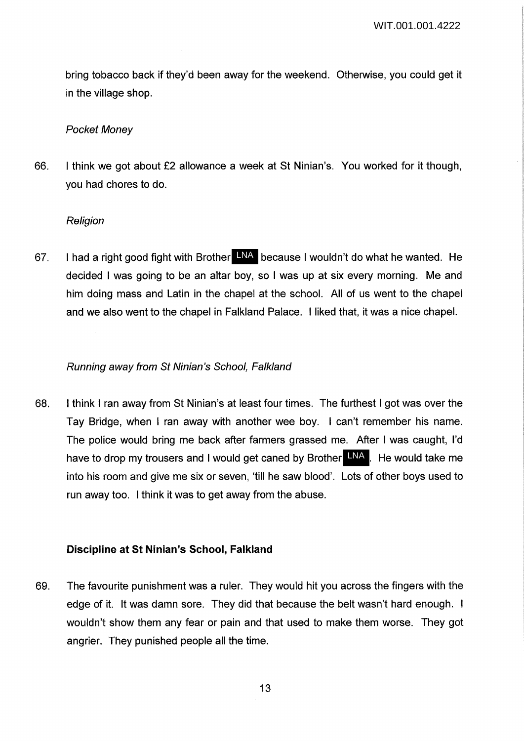bring tobacco back if they'd been away for the weekend. Otherwise, you could get it in the village shop.

*Pocket Money*

66. I think we got about £2 allowance a week at St Ninian's. You worked for it though, you had chores to do.

*Religion*

67. I had a right good fight with Brother LNA because I wouldn't do what he wanted. He decided I was going to be an altar boy, so I was up at six every morning. Me and him doing mass and Latin in the chapel at the school. All of us went to the chapel and we also went to the chapel in Falkland Palace. I liked that, it was a nice chapel.

*Running away from St Ninian's School, Falkland*

68. I think I ran away from St Ninian's at least four times. The furthest I got was over the Tay Bridge, when I ran away with another wee boy. I can't remember his name. The police would bring me back after farmers grassed me. After I was caught, I'd have to drop my trousers and I would get caned by Brother LNA. He would take me into his room and give me six or seven, 'till he saw blood'. Lots of other boys used to run away too. I think it was to get away from the abuse.

**Discipline at St Ninian's School, Falkland**

69. The favourite punishment was a ruler. They would hit you across the fingers with the edge of it. It was damn sore. They did that because the belt wasn't hard enough. I wouldn't show them any fear or pain and that used to make them worse. They got angrier. They punished people all the time.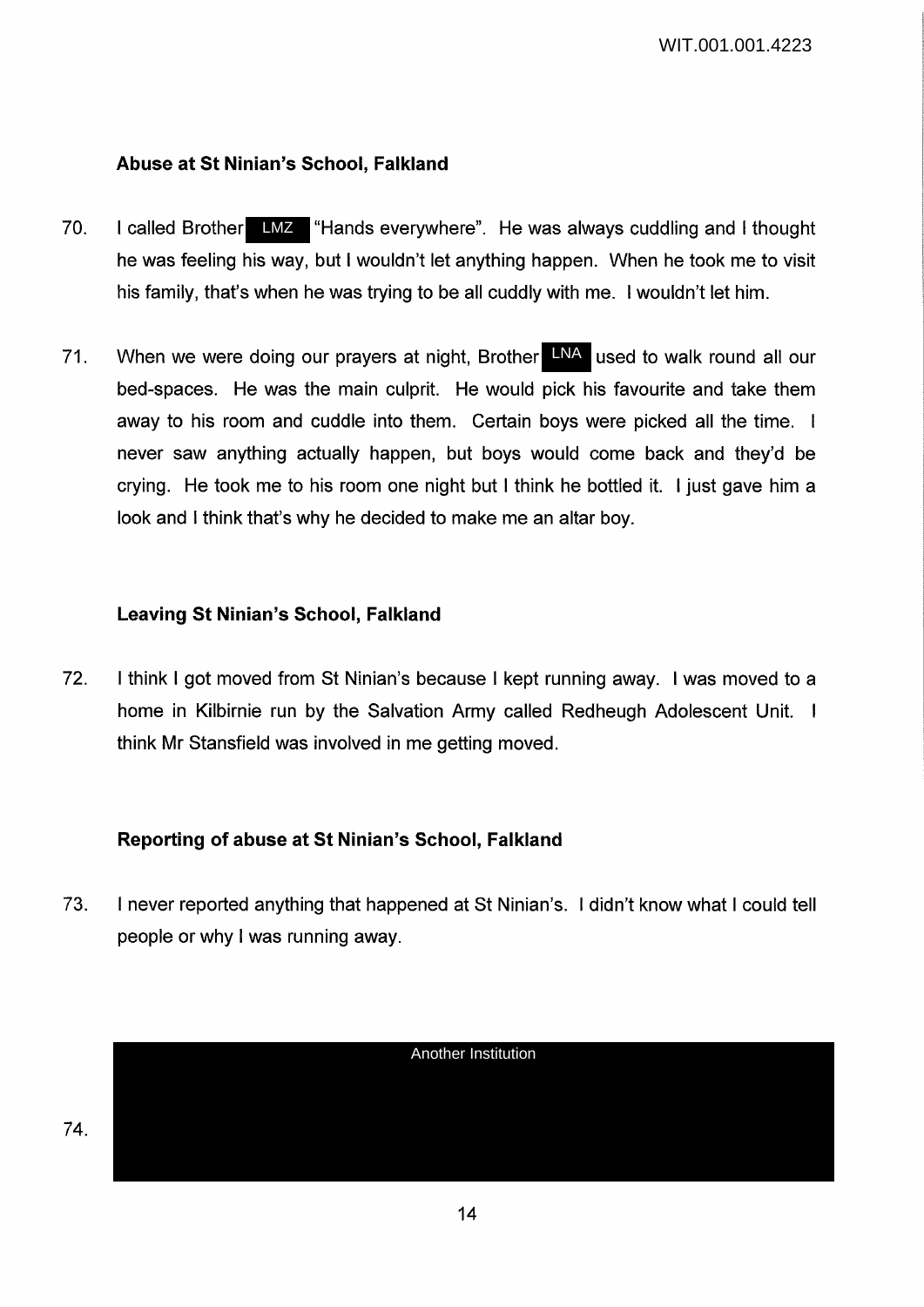### Abuse at St Ninian's School, Falkland

70. I called Brother LMZ "Hands everywhere". He was always cuddling and I thought he was feeling his way, but I wouldn't let anything happen. When he took me to visit his family, that's when he was trying to be all cuddly with me. I wouldn't let him.

71. When we were doing our prayers at night, Brother LNA used to walk round all our bed-spaces. He was the main culprit. He would pick his favourite and take them away to his room and cuddle into them. Certain boys were picked all the time. I never saw anything actually happen, but boys would come back and they'd be crying. He took me to his room one night but I think he bottled it. I just gave him a look and I think that's why he decided to make me an altar boy.

### Leaving St Ninian's School, Falkland

72. I think I got moved from St Ninian's because I kept running away. I was moved to a home in Kilbirnie run by the Salvation Army called Redheugh Adolescent Unit. I think Mr Stansfield was involved in me getting moved.

### Reporting of abuse at St Ninian's School, Falkland

73. I never reported anything that happened at St Ninian's. I didn't know what I could tell people or why I was running away.

74. Another Institution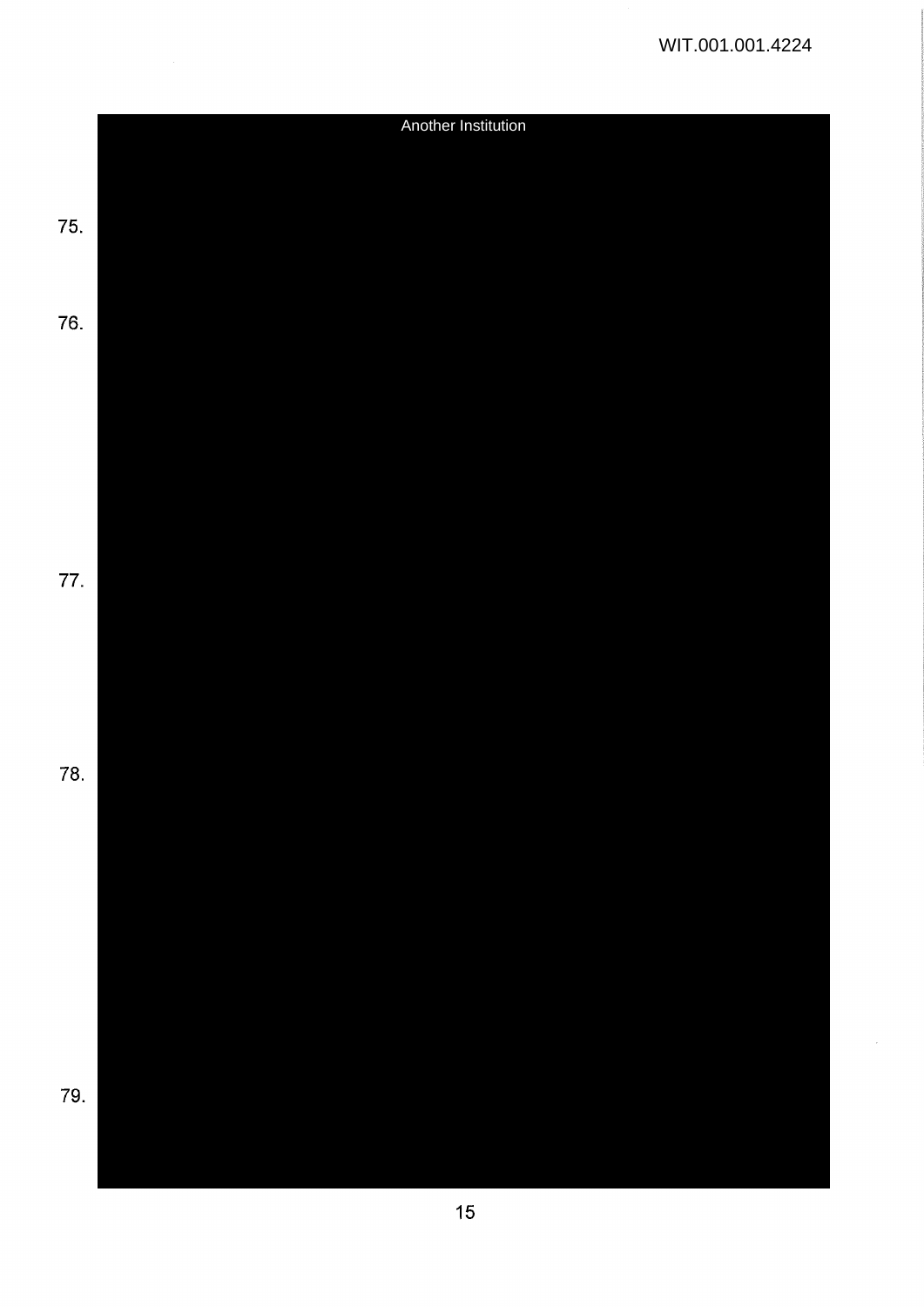Another Institution

75.

76.

77.

78.

79.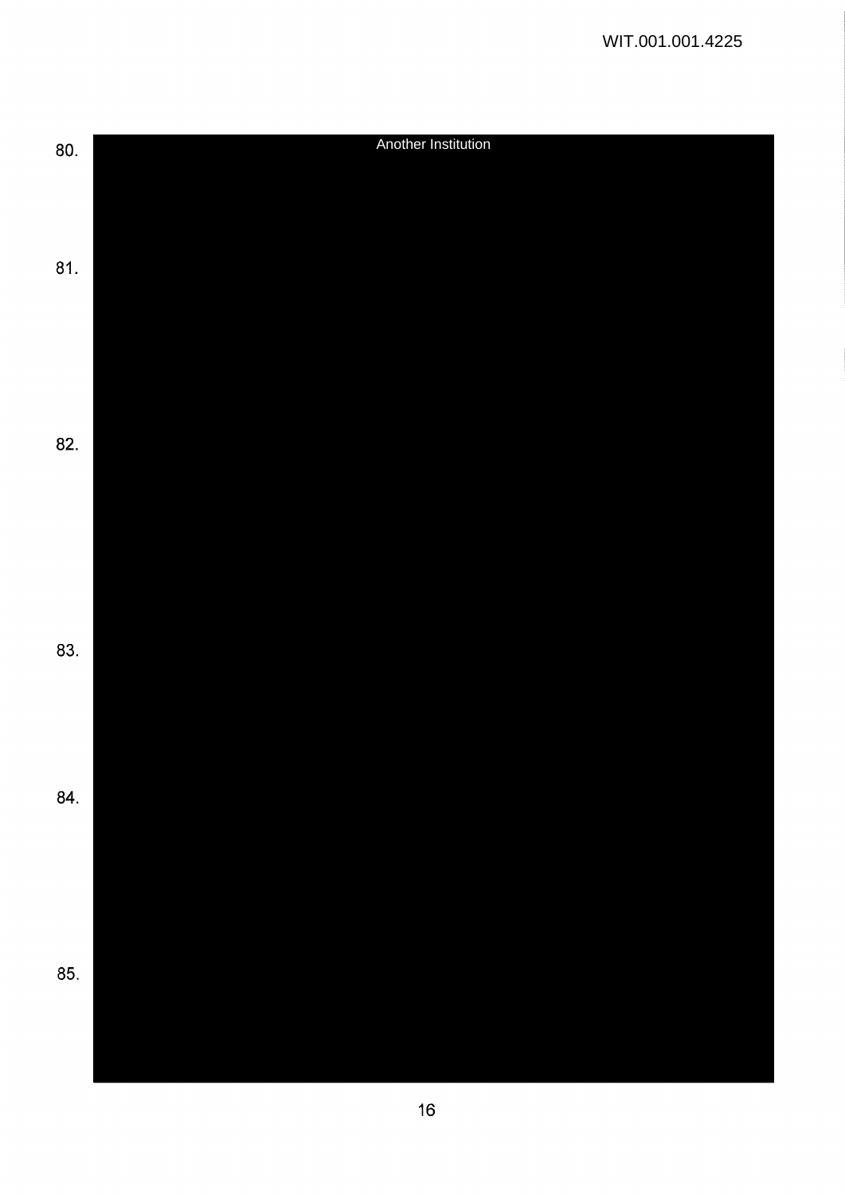80. Another Institution

81.

82.

83.

84.

85.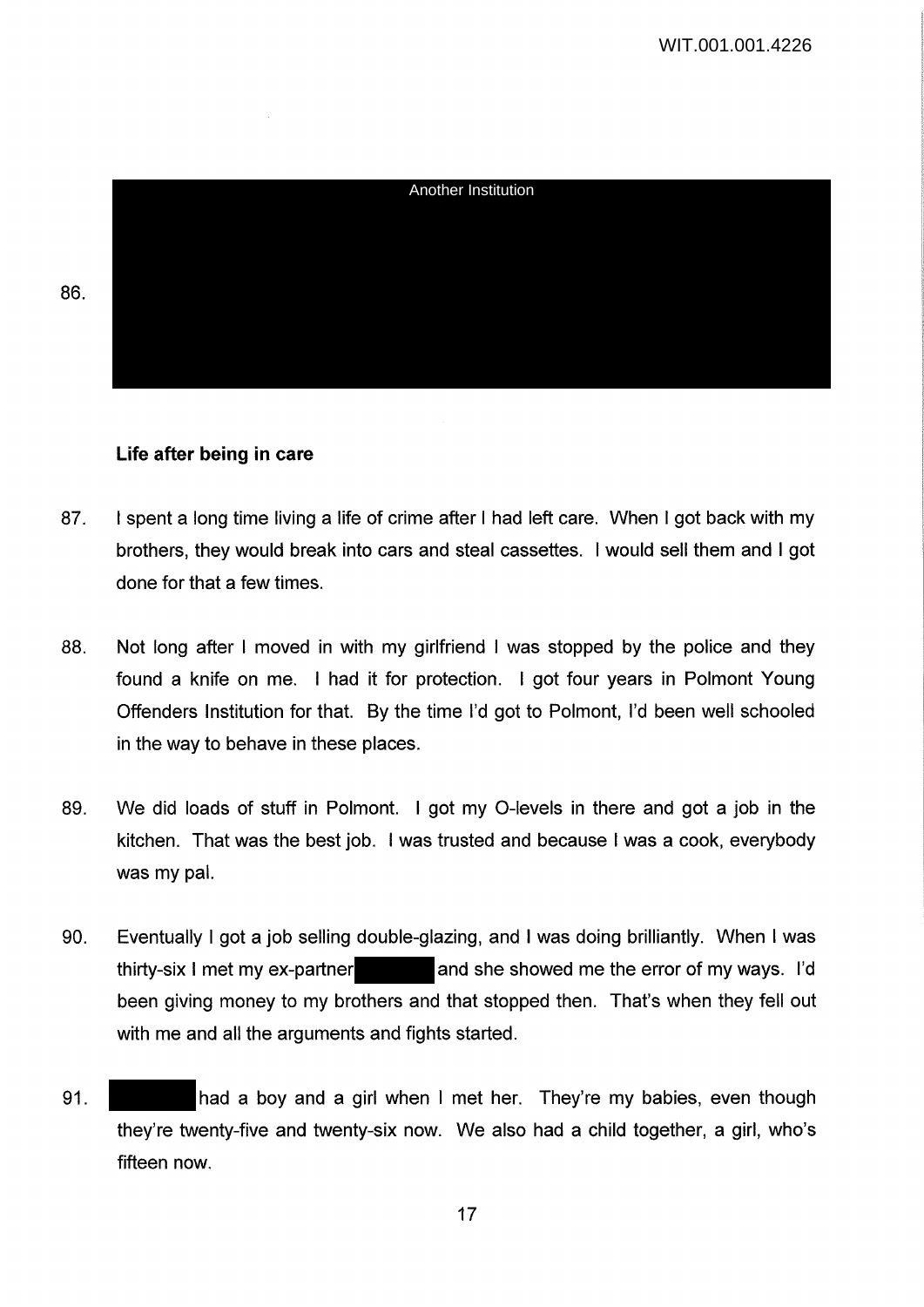Another Institution

86. 

**Life after being in care**

87. I spent a long time living a life of crime after I had left care. When I got back with my brothers, they would break into cars and steal cassettes. I would sell them and I got done for that a few times.

88. Not long after I moved in with my girlfriend I was stopped by the police and they found a knife on me. I had it for protection. I got four years in Polmont Young Offenders Institution for that. By the time I'd got to Polmont, I'd been well schooled in the way to behave in these places.

89. We did loads of stuff in Polmont. I got my O-levels in there and got a job in the kitchen. That was the best job. I was trusted and because I was a cook, everybody was my pal.

90. Eventually I got a job selling double-glazing, and I was doing brilliantly. When I was thirty-six I met my ex-partner and she showed me the error of my ways. I'd been giving money to my brothers and that stopped then. That's when they fell out with me and all the arguments and fights started.

91. had a boy and a girl when I met her. They're my babies, even though they're twenty-five and twenty-six now. We also had a child together, a girl, who's fifteen now.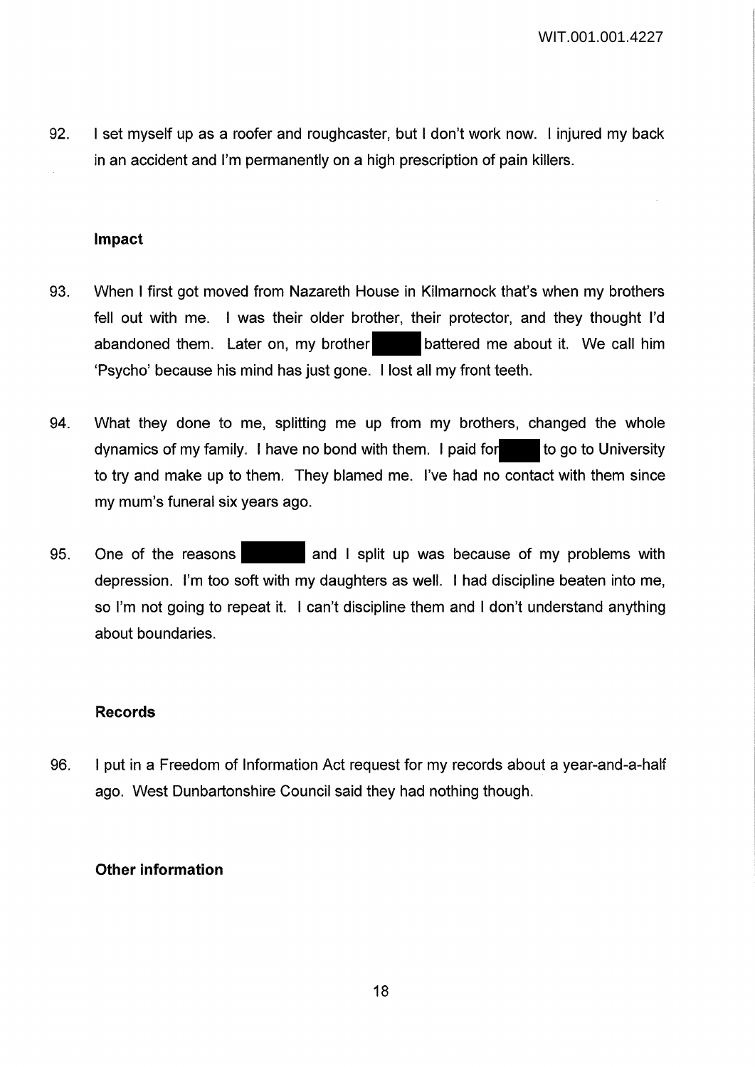92. I set myself up as a roofer and roughcaster, but I don't work now. I injured my back in an accident and I'm permanently on a high prescription of pain killers.

### Impact

93. When I first got moved from Nazareth House in Kilmarnock that's when my brothers fell out with me. I was their older brother, their protector, and they thought I'd abandoned them. Later on, my brother ████ battered me about it. We call him 'Psycho' because his mind has just gone. I lost all my front teeth.

94. What they done to me, splitting me up from my brothers, changed the whole dynamics of my family. I have no bond with them. I paid for ████ to go to University to try and make up to them. They blamed me. I've had no contact with them since my mum's funeral six years ago.

95. One of the reasons ████ and I split up was because of my problems with depression. I'm too soft with my daughters as well. I had discipline beaten into me, so I'm not going to repeat it. I can't discipline them and I don't understand anything about boundaries.

### Records

96. I put in a Freedom of Information Act request for my records about a year-and-a-half ago. West Dunbartonshire Council said they had nothing though.

### Other information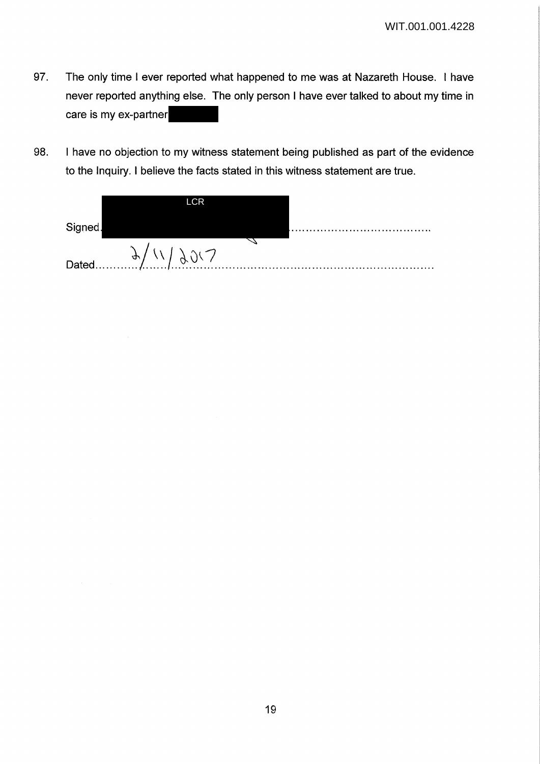97. The only time I ever reported what happened to me was at Nazareth House. I have never reported anything else. The only person I have ever talked to about my time in care is my ex-partner

98. I have no objection to my witness statement being published as part of the evidence to the Inquiry. I believe the facts stated in this witness statement are true.

LCR

Signed........................................

Dated........2/11/2017........................................